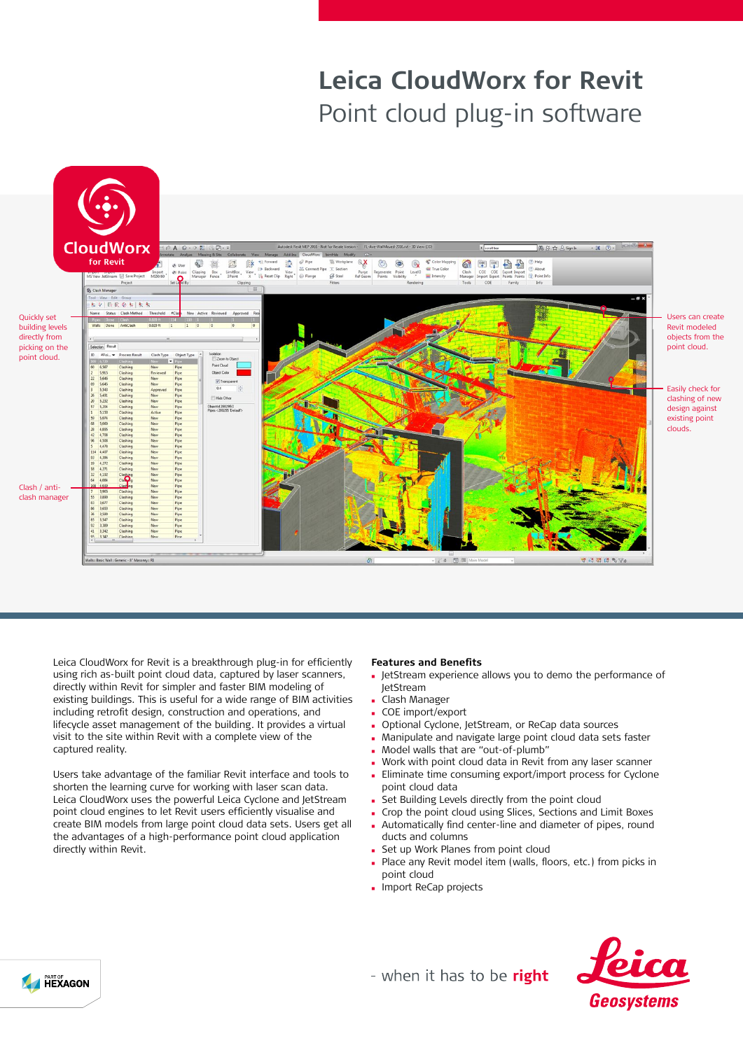# Leica CloudWorx for Revit

## Point cloud plug-in software

CloudWorx for Revit

Quickly set building levels directly from picking on the point cloud.

Clash / anti-clash manager

Users can create Revit modeled objects from the point cloud.

Easily check for clashing of new design against existing point clouds.

Leica CloudWorx for Revit is a breakthrough plug-in for efficiently using rich as-built point cloud data, captured by laser scanners, directly within Revit for simpler and faster BIM modeling of existing buildings. This is useful for a wide range of BIM activities including retrofit design, construction and operations, and lifecycle asset management of the building. It provides a virtual visit to the site within Revit with a complete view of the captured reality.

Users take advantage of the familiar Revit interface and tools to shorten the learning curve for working with laser scan data. Leica CloudWorx uses the powerful Leica Cyclone and JetStream point cloud engines to let Revit users efficiently visualise and create BIM models from large point cloud data sets. Users get all the advantages of a high-performance point cloud application directly within Revit.

**Features and Benefits**

- JetStream experience allows you to demo the performance of JetStream
- Clash Manager
- COE import/export
- Optional Cyclone, JetStream, or ReCap data sources
- Manipulate and navigate large point cloud data sets faster
- Model walls that are "out-of-plumb"
- Work with point cloud data in Revit from any laser scanner
- Eliminate time consuming export/import process for Cyclone point cloud data
- Set Building Levels directly from the point cloud
- Crop the point cloud using Slices, Sections and Limit Boxes
- Automatically find center-line and diameter of pipes, round ducts and columns
- Set up Work Planes from point cloud
- Place any Revit model item (walls, floors, etc.) from picks in point cloud
- Import ReCap projects

PART OF HEXAGON

- when it has to be **right**

Leica Geosystems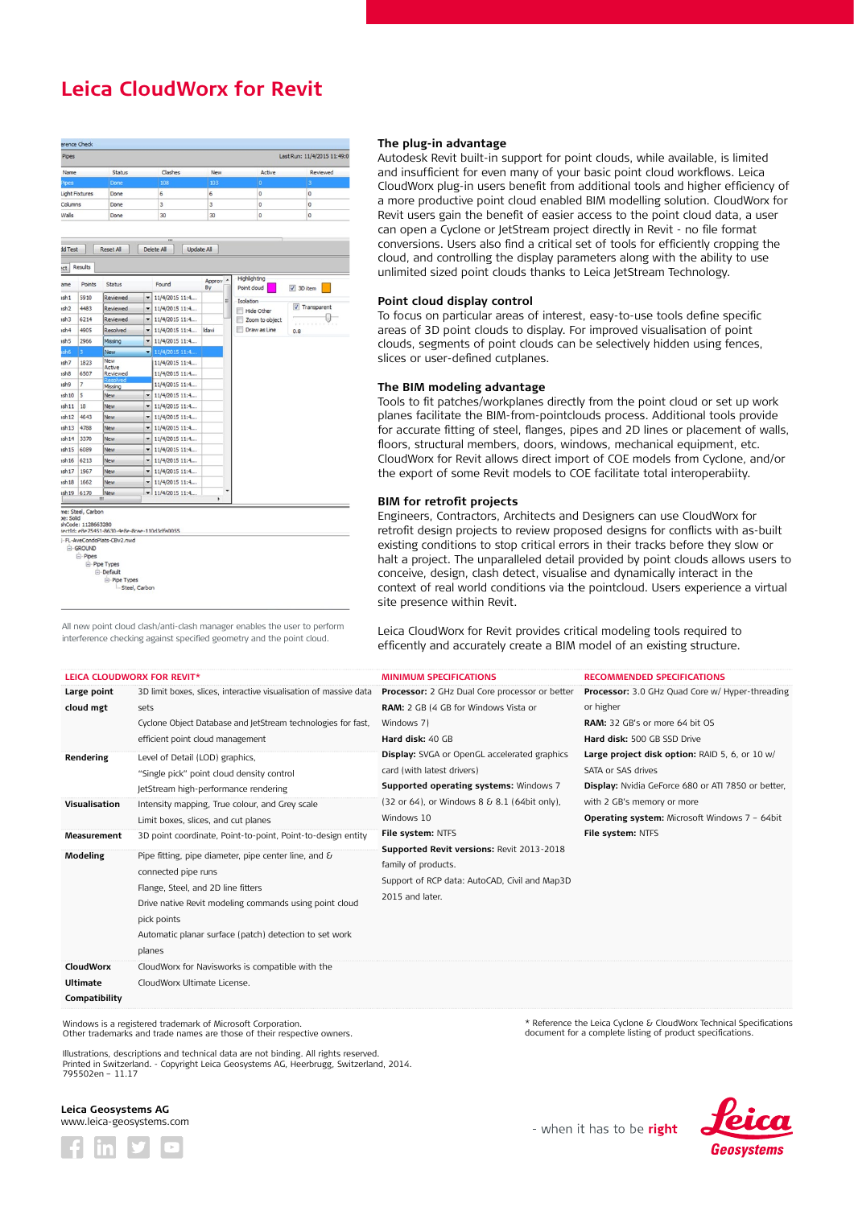# Leica CloudWorx for Revit

All new point cloud clash/anti-clash manager enables the user to perform interference checking against specified geometry and the point cloud.

### The plug-in advantage

Autodesk Revit built-in support for point clouds, while available, is limited and insufficient for even many of your basic point cloud workflows. Leica CloudWorx plug-in users benefit from additional tools and higher efficiency of a more productive point cloud enabled BIM modelling solution. CloudWorx for Revit users gain the benefit of easier access to the point cloud data, a user can open a Cyclone or JetStream project directly in Revit - no file format conversions. Users also find a critical set of tools for efficiently cropping the cloud, and controlling the display parameters along with the ability to use unlimited sized point clouds thanks to Leica JetStream Technology.

### Point cloud display control

To focus on particular areas of interest, easy-to-use tools define specific areas of 3D point clouds to display. For improved visualisation of point clouds, segments of point clouds can be selectively hidden using fences, slices or user-defined cutplanes.

### The BIM modeling advantage

Tools to fit patches/workplanes directly from the point cloud or set up work planes facilitate the BIM-from-pointclouds process. Additional tools provide for accurate fitting of steel, flanges, pipes and 2D lines or placement of walls, floors, structural members, doors, windows, mechanical equipment, etc. CloudWorx for Revit allows direct import of COE models from Cyclone, and/or the export of some Revit models to COE facilitate total interoperabiity.

### BIM for retrofit projects

Engineers, Contractors, Architects and Designers can use CloudWorx for retrofit design projects to review proposed designs for conflicts with as-built existing conditions to stop critical errors in their tracks before they slow or halt a project. The unparalleled detail provided by point clouds allows users to conceive, design, clash detect, visualise and dynamically interact in the context of real world conditions via the pointcloud. Users experience a virtual site presence within Revit.

Leica CloudWorx for Revit provides critical modeling tools required to efficently and accurately create a BIM model of an existing structure.

| LEICA CLOUDWORX FOR REVIT* | |
|---|---|
| **Large point cloud mgt** | 3D limit boxes, slices, interactive visualisation of massive data sets<br>Cyclone Object Database and JetStream technologies for fast, efficient point cloud management |
| **Rendering** | Level of Detail (LOD) graphics,<br>"Single pick" point cloud density control<br>JetStream high-performance rendering |
| **Visualisation** | Intensity mapping, True colour, and Grey scale<br>Limit boxes, slices, and cut planes |
| **Measurement** | 3D point coordinate, Point-to-point, Point-to-design entity |
| **Modeling** | Pipe fitting, pipe diameter, pipe center line, and & connected pipe runs<br>Flange, Steel, and 2D line fitters<br>Drive native Revit modeling commands using point cloud pick points<br>Automatic planar surface (patch) detection to set work planes |
| **CloudWorx Ultimate Compatibility** | CloudWorx for Navisworks is compatible with the CloudWorx Ultimate License. |

**MINIMUM SPECIFICATIONS**

**Processor:** 2 GHz Dual Core processor or better
**RAM:** 2 GB (4 GB for Windows Vista or Windows 7)
**Hard disk:** 40 GB
**Display:** SVGA or OpenGL accelerated graphics card (with latest drivers)
**Supported operating systems:** Windows 7 (32 or 64), or Windows 8 & 8.1 (64bit only), Windows 10
**File system:** NTFS
**Supported Revit versions:** Revit 2013-2018 family of products.
Support of RCP data: AutoCAD, Civil and Map3D 2015 and later.

**RECOMMENDED SPECIFICATIONS**

**Processor:** 3.0 GHz Quad Core w/ Hyper-threading or higher
**RAM:** 32 GB's or more 64 bit OS
**Hard disk:** 500 GB SSD Drive
**Large project disk option:** RAID 5, 6, or 10 w/ SATA or SAS drives
**Display:** Nvidia GeForce 680 or ATI 7850 or better, with 2 GB's memory or more
**Operating system:** Microsoft Windows 7 – 64bit
**File system:** NTFS

Windows is a registered trademark of Microsoft Corporation.
Other trademarks and trade names are those of their respective owners.

* Reference the Leica Cyclone & CloudWorx Technical Specifications document for a complete listing of product specifications.

Illustrations, descriptions and technical data are not binding. All rights reserved.
Printed in Switzerland. - Copyright Leica Geosystems AG, Heerbrugg, Switzerland, 2014.
795502en – 11.17

**Leica Geosystems AG**
www.leica-geosystems.com

- when it has to be **right**

Leica Geosystems